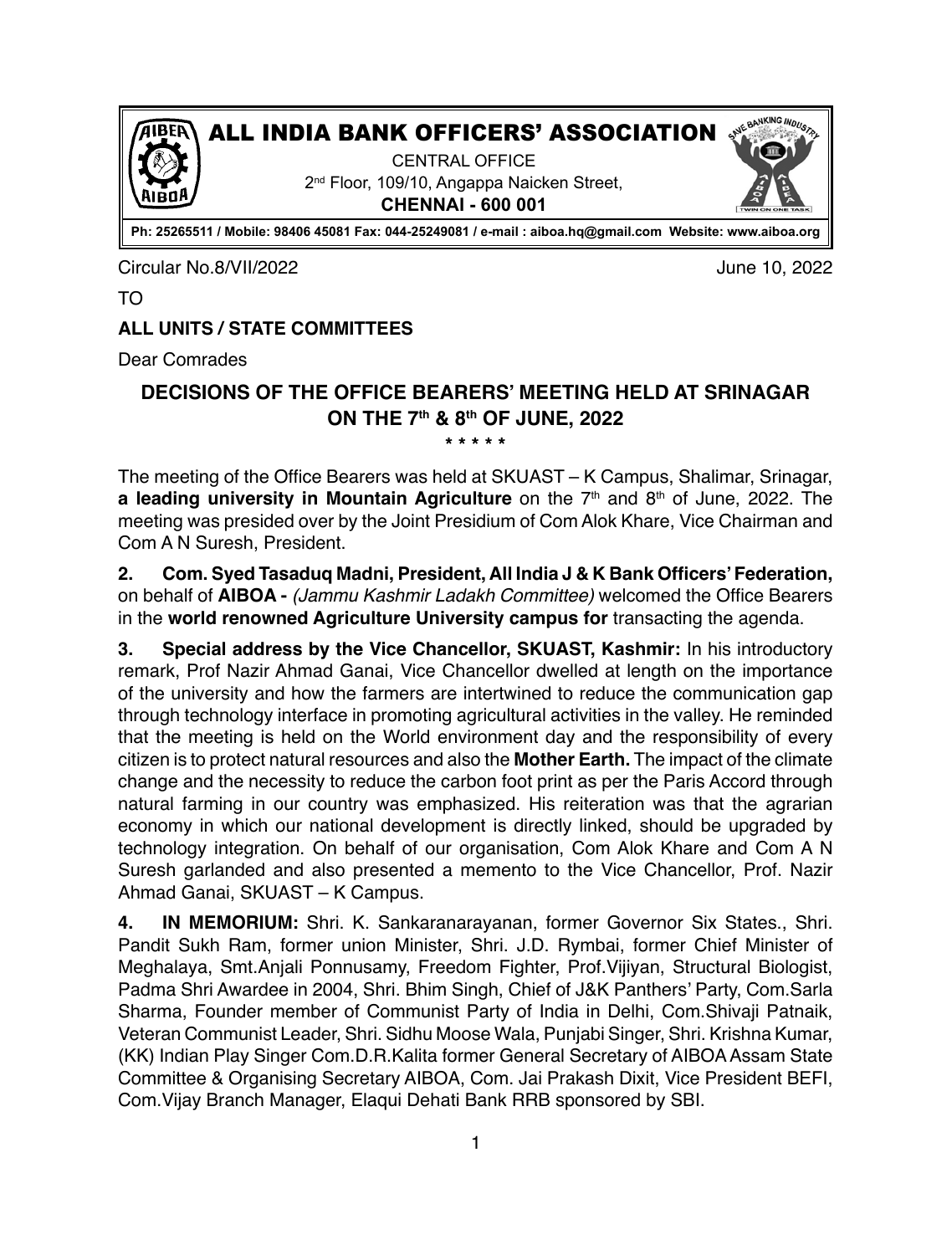# ALL INDIA BANK OFFICERS' ASSOCIATION

CENTRAL OFFICE
2nd Floor, 109/10, Angappa Naicken Street,
**CHENNAI - 600 001**

**Ph: 25265511 / Mobile: 98406 45081 Fax: 044-25249081 / e-mail : aiboa.hq@gmail.com Website: www.aiboa.org**

Circular No.8/VII/2022 June 10, 2022

TO

**ALL UNITS / STATE COMMITTEES**

Dear Comrades

## DECISIONS OF THE OFFICE BEARERS' MEETING HELD AT SRINAGAR ON THE 7th & 8th OF JUNE, 2022

\* \* \* \* \*

The meeting of the Office Bearers was held at SKUAST – K Campus, Shalimar, Srinagar, **a leading university in Mountain Agriculture** on the 7th and 8th of June, 2022. The meeting was presided over by the Joint Presidium of Com Alok Khare, Vice Chairman and Com A N Suresh, President.

**2. Com. Syed Tasaduq Madni, President, All India J & K Bank Officers' Federation,** on behalf of **AIBOA -** *(Jammu Kashmir Ladakh Committee)* welcomed the Office Bearers in the **world renowned Agriculture University campus for** transacting the agenda.

**3. Special address by the Vice Chancellor, SKUAST, Kashmir:** In his introductory remark, Prof Nazir Ahmad Ganai, Vice Chancellor dwelled at length on the importance of the university and how the farmers are intertwined to reduce the communication gap through technology interface in promoting agricultural activities in the valley. He reminded that the meeting is held on the World environment day and the responsibility of every citizen is to protect natural resources and also the **Mother Earth.** The impact of the climate change and the necessity to reduce the carbon foot print as per the Paris Accord through natural farming in our country was emphasized. His reiteration was that the agrarian economy in which our national development is directly linked, should be upgraded by technology integration. On behalf of our organisation, Com Alok Khare and Com A N Suresh garlanded and also presented a memento to the Vice Chancellor, Prof. Nazir Ahmad Ganai, SKUAST – K Campus.

**4. IN MEMORIUM:** Shri. K. Sankaranarayanan, former Governor Six States., Shri. Pandit Sukh Ram, former union Minister, Shri. J.D. Rymbai, former Chief Minister of Meghalaya, Smt.Anjali Ponnusamy, Freedom Fighter, Prof.Vijiyan, Structural Biologist, Padma Shri Awardee in 2004, Shri. Bhim Singh, Chief of J&K Panthers' Party, Com.Sarla Sharma, Founder member of Communist Party of India in Delhi, Com.Shivaji Patnaik, Veteran Communist Leader, Shri. Sidhu Moose Wala, Punjabi Singer, Shri. Krishna Kumar, (KK) Indian Play Singer Com.D.R.Kalita former General Secretary of AIBOA Assam State Committee & Organising Secretary AIBOA, Com. Jai Prakash Dixit, Vice President BEFI, Com.Vijay Branch Manager, Elaqui Dehati Bank RRB sponsored by SBI.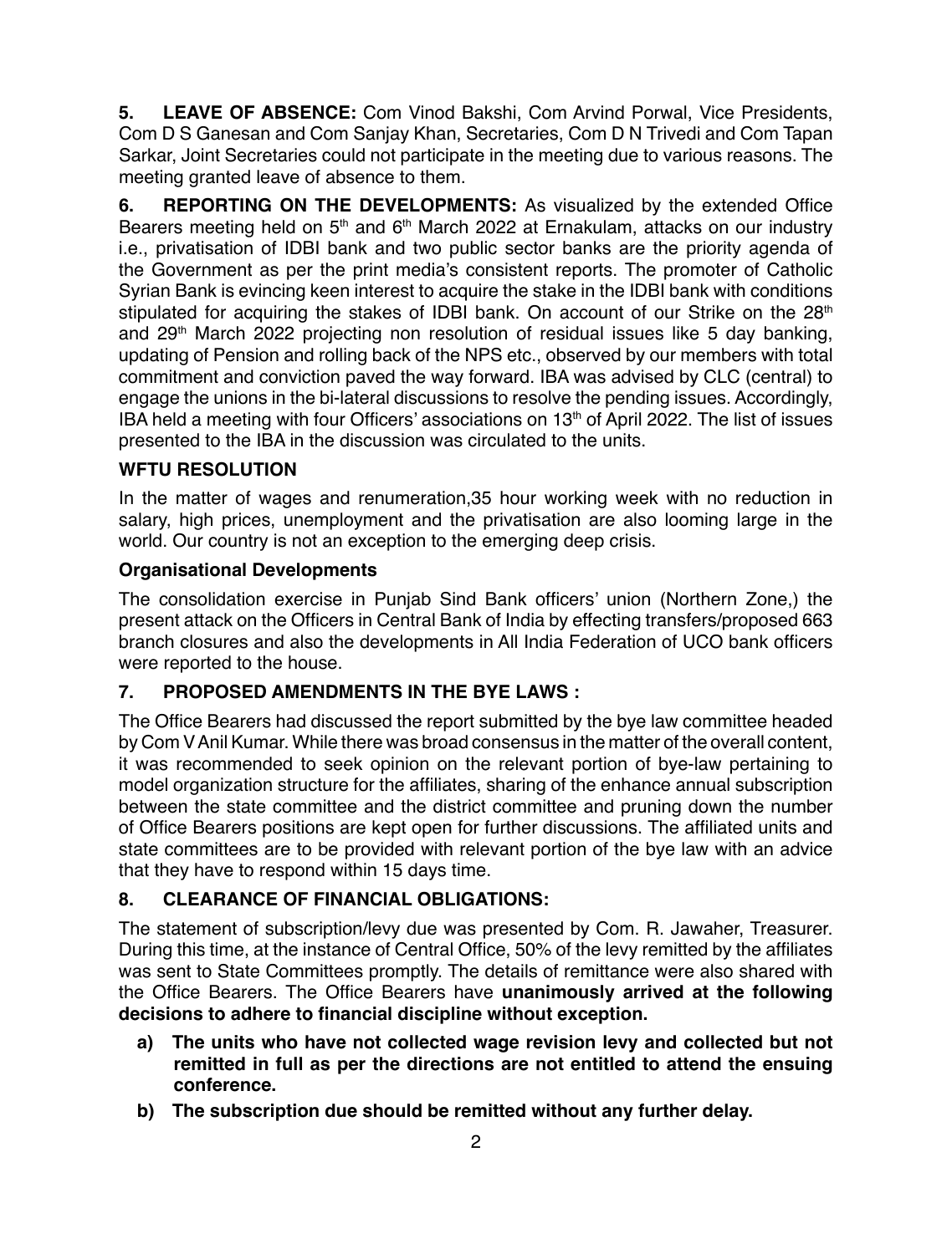**5. LEAVE OF ABSENCE:** Com Vinod Bakshi, Com Arvind Porwal, Vice Presidents, Com D S Ganesan and Com Sanjay Khan, Secretaries, Com D N Trivedi and Com Tapan Sarkar, Joint Secretaries could not participate in the meeting due to various reasons. The meeting granted leave of absence to them.

**6. REPORTING ON THE DEVELOPMENTS:** As visualized by the extended Office Bearers meeting held on 5th and 6th March 2022 at Ernakulam, attacks on our industry i.e., privatisation of IDBI bank and two public sector banks are the priority agenda of the Government as per the print media's consistent reports. The promoter of Catholic Syrian Bank is evincing keen interest to acquire the stake in the IDBI bank with conditions stipulated for acquiring the stakes of IDBI bank. On account of our Strike on the 28th and 29th March 2022 projecting non resolution of residual issues like 5 day banking, updating of Pension and rolling back of the NPS etc., observed by our members with total commitment and conviction paved the way forward. IBA was advised by CLC (central) to engage the unions in the bi-lateral discussions to resolve the pending issues. Accordingly, IBA held a meeting with four Officers' associations on 13th of April 2022. The list of issues presented to the IBA in the discussion was circulated to the units.

**WFTU RESOLUTION**

In the matter of wages and renumeration,35 hour working week with no reduction in salary, high prices, unemployment and the privatisation are also looming large in the world. Our country is not an exception to the emerging deep crisis.

**Organisational Developments**

The consolidation exercise in Punjab Sind Bank officers' union (Northern Zone,) the present attack on the Officers in Central Bank of India by effecting transfers/proposed 663 branch closures and also the developments in All India Federation of UCO bank officers were reported to the house.

**7. PROPOSED AMENDMENTS IN THE BYE LAWS :**

The Office Bearers had discussed the report submitted by the bye law committee headed by Com V Anil Kumar. While there was broad consensus in the matter of the overall content, it was recommended to seek opinion on the relevant portion of bye-law pertaining to model organization structure for the affiliates, sharing of the enhance annual subscription between the state committee and the district committee and pruning down the number of Office Bearers positions are kept open for further discussions. The affiliated units and state committees are to be provided with relevant portion of the bye law with an advice that they have to respond within 15 days time.

**8. CLEARANCE OF FINANCIAL OBLIGATIONS:**

The statement of subscription/levy due was presented by Com. R. Jawaher, Treasurer. During this time, at the instance of Central Office, 50% of the levy remitted by the affiliates was sent to State Committees promptly. The details of remittance were also shared with the Office Bearers. The Office Bearers have **unanimously arrived at the following decisions to adhere to financial discipline without exception.**

a) **The units who have not collected wage revision levy and collected but not remitted in full as per the directions are not entitled to attend the ensuing conference.**

b) **The subscription due should be remitted without any further delay.**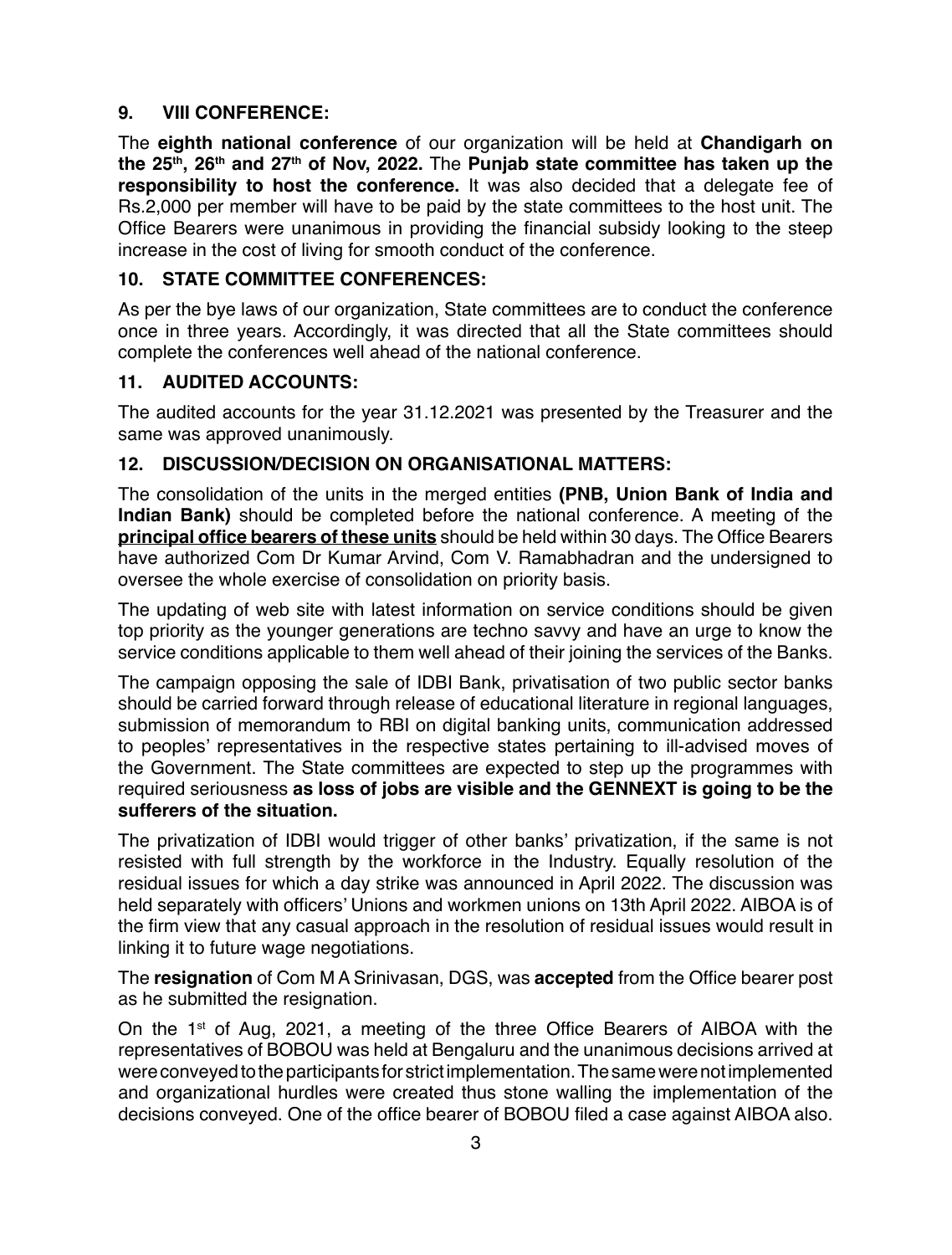## 9. VIII CONFERENCE:

The **eighth national conference** of our organization will be held at **Chandigarh on the 25th, 26th and 27th of Nov, 2022.** The **Punjab state committee has taken up the responsibility to host the conference.** It was also decided that a delegate fee of Rs.2,000 per member will have to be paid by the state committees to the host unit. The Office Bearers were unanimous in providing the financial subsidy looking to the steep increase in the cost of living for smooth conduct of the conference.

## 10. STATE COMMITTEE CONFERENCES:

As per the bye laws of our organization, State committees are to conduct the conference once in three years. Accordingly, it was directed that all the State committees should complete the conferences well ahead of the national conference.

## 11. AUDITED ACCOUNTS:

The audited accounts for the year 31.12.2021 was presented by the Treasurer and the same was approved unanimously.

## 12. DISCUSSION/DECISION ON ORGANISATIONAL MATTERS:

The consolidation of the units in the merged entities **(PNB, Union Bank of India and Indian Bank)** should be completed before the national conference. A meeting of the **principal office bearers of these units** should be held within 30 days. The Office Bearers have authorized Com Dr Kumar Arvind, Com V. Ramabhadran and the undersigned to oversee the whole exercise of consolidation on priority basis.

The updating of web site with latest information on service conditions should be given top priority as the younger generations are techno savvy and have an urge to know the service conditions applicable to them well ahead of their joining the services of the Banks.

The campaign opposing the sale of IDBI Bank, privatisation of two public sector banks should be carried forward through release of educational literature in regional languages, submission of memorandum to RBI on digital banking units, communication addressed to peoples' representatives in the respective states pertaining to ill-advised moves of the Government. The State committees are expected to step up the programmes with required seriousness **as loss of jobs are visible and the GENNEXT is going to be the sufferers of the situation.**

The privatization of IDBI would trigger of other banks' privatization, if the same is not resisted with full strength by the workforce in the Industry. Equally resolution of the residual issues for which a day strike was announced in April 2022. The discussion was held separately with officers' Unions and workmen unions on 13th April 2022. AIBOA is of the firm view that any casual approach in the resolution of residual issues would result in linking it to future wage negotiations.

The **resignation** of Com M A Srinivasan, DGS, was **accepted** from the Office bearer post as he submitted the resignation.

On the 1st of Aug, 2021, a meeting of the three Office Bearers of AIBOA with the representatives of BOBOU was held at Bengaluru and the unanimous decisions arrived at were conveyed to the participants for strict implementation. The same were not implemented and organizational hurdles were created thus stone walling the implementation of the decisions conveyed. One of the office bearer of BOBOU filed a case against AIBOA also.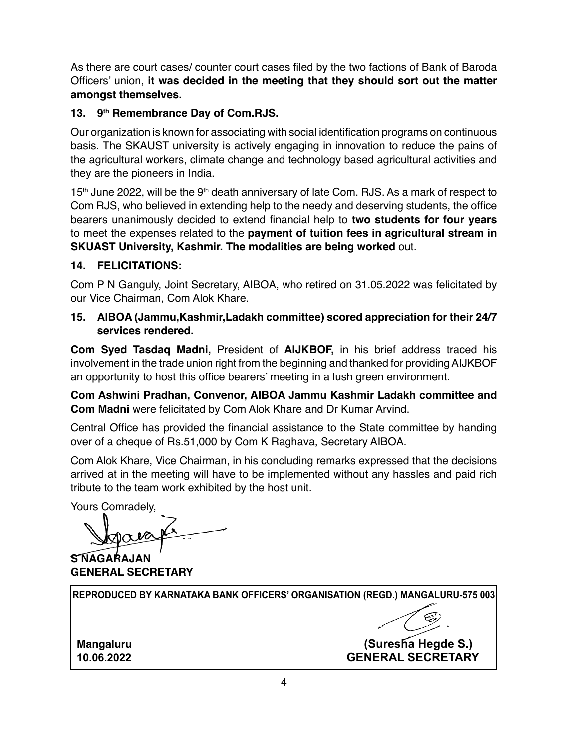As there are court cases/ counter court cases filed by the two factions of Bank of Baroda Officers' union, **it was decided in the meeting that they should sort out the matter amongst themselves.**

### 13. 9th Remembrance Day of Com.RJS.

Our organization is known for associating with social identification programs on continuous basis. The SKAUST university is actively engaging in innovation to reduce the pains of the agricultural workers, climate change and technology based agricultural activities and they are the pioneers in India.

15th June 2022, will be the 9th death anniversary of late Com. RJS. As a mark of respect to Com RJS, who believed in extending help to the needy and deserving students, the office bearers unanimously decided to extend financial help to **two students for four years** to meet the expenses related to the **payment of tuition fees in agricultural stream in SKUAST University, Kashmir. The modalities are being worked** out.

### 14. FELICITATIONS:

Com P N Ganguly, Joint Secretary, AIBOA, who retired on 31.05.2022 was felicitated by our Vice Chairman, Com Alok Khare.

### 15. AIBOA (Jammu,Kashmir,Ladakh committee) scored appreciation for their 24/7 services rendered.

**Com Syed Tasdaq Madni,** President of **AIJKBOF,** in his brief address traced his involvement in the trade union right from the beginning and thanked for providing AIJKBOF an opportunity to host this office bearers' meeting in a lush green environment.

**Com Ashwini Pradhan, Convenor, AIBOA Jammu Kashmir Ladakh committee and Com Madni** were felicitated by Com Alok Khare and Dr Kumar Arvind.

Central Office has provided the financial assistance to the State committee by handing over of a cheque of Rs.51,000 by Com K Raghava, Secretary AIBOA.

Com Alok Khare, Vice Chairman, in his concluding remarks expressed that the decisions arrived at in the meeting will have to be implemented without any hassles and paid rich tribute to the team work exhibited by the host unit.

Yours Comradely,

**S NAGARAJAN**
**GENERAL SECRETARY**

**REPRODUCED BY KARNATAKA BANK OFFICERS' ORGANISATION (REGD.) MANGALURU-575 003**

**Mangaluru**
**10.06.2022**

**(Suresha Hegde S.)**
**GENERAL SECRETARY**